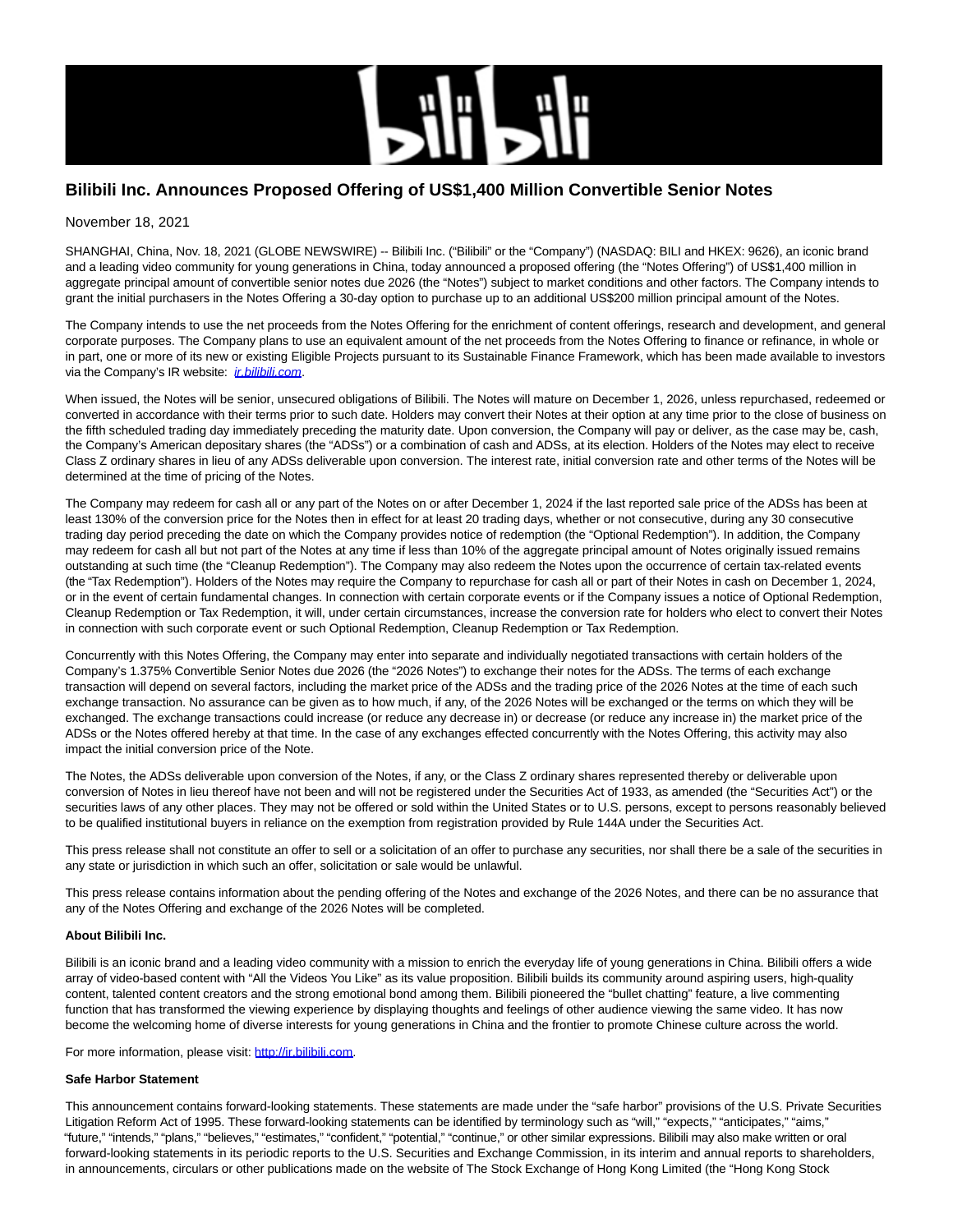# Bilibili Inc. Announces Proposed Offering of US$1,400 Million Convertible Senior Notes

November 18, 2021

SHANGHAI, China, Nov. 18, 2021 (GLOBE NEWSWIRE) -- Bilibili Inc. ("Bilibili" or the "Company") (NASDAQ: BILI and HKEX: 9626), an iconic brand and a leading video community for young generations in China, today announced a proposed offering (the "Notes Offering") of US$1,400 million in aggregate principal amount of convertible senior notes due 2026 (the "Notes") subject to market conditions and other factors. The Company intends to grant the initial purchasers in the Notes Offering a 30-day option to purchase up to an additional US$200 million principal amount of the Notes.

The Company intends to use the net proceeds from the Notes Offering for the enrichment of content offerings, research and development, and general corporate purposes. The Company plans to use an equivalent amount of the net proceeds from the Notes Offering to finance or refinance, in whole or in part, one or more of its new or existing Eligible Projects pursuant to its Sustainable Finance Framework, which has been made available to investors via the Company's IR website: *ir.bilibili.com*.

When issued, the Notes will be senior, unsecured obligations of Bilibili. The Notes will mature on December 1, 2026, unless repurchased, redeemed or converted in accordance with their terms prior to such date. Holders may convert their Notes at their option at any time prior to the close of business on the fifth scheduled trading day immediately preceding the maturity date. Upon conversion, the Company will pay or deliver, as the case may be, cash, the Company's American depositary shares (the "ADSs") or a combination of cash and ADSs, at its election. Holders of the Notes may elect to receive Class Z ordinary shares in lieu of any ADSs deliverable upon conversion. The interest rate, initial conversion rate and other terms of the Notes will be determined at the time of pricing of the Notes.

The Company may redeem for cash all or any part of the Notes on or after December 1, 2024 if the last reported sale price of the ADSs has been at least 130% of the conversion price for the Notes then in effect for at least 20 trading days, whether or not consecutive, during any 30 consecutive trading day period preceding the date on which the Company provides notice of redemption (the "Optional Redemption"). In addition, the Company may redeem for cash all but not part of the Notes at any time if less than 10% of the aggregate principal amount of Notes originally issued remains outstanding at such time (the "Cleanup Redemption"). The Company may also redeem the Notes upon the occurrence of certain tax-related events (the "Tax Redemption"). Holders of the Notes may require the Company to repurchase for cash all or part of their Notes in cash on December 1, 2024, or in the event of certain fundamental changes. In connection with certain corporate events or if the Company issues a notice of Optional Redemption, Cleanup Redemption or Tax Redemption, it will, under certain circumstances, increase the conversion rate for holders who elect to convert their Notes in connection with such corporate event or such Optional Redemption, Cleanup Redemption or Tax Redemption.

Concurrently with this Notes Offering, the Company may enter into separate and individually negotiated transactions with certain holders of the Company's 1.375% Convertible Senior Notes due 2026 (the "2026 Notes") to exchange their notes for the ADSs. The terms of each exchange transaction will depend on several factors, including the market price of the ADSs and the trading price of the 2026 Notes at the time of each such exchange transaction. No assurance can be given as to how much, if any, of the 2026 Notes will be exchanged or the terms on which they will be exchanged. The exchange transactions could increase (or reduce any decrease in) or decrease (or reduce any increase in) the market price of the ADSs or the Notes offered hereby at that time. In the case of any exchanges effected concurrently with the Notes Offering, this activity may also impact the initial conversion price of the Note.

The Notes, the ADSs deliverable upon conversion of the Notes, if any, or the Class Z ordinary shares represented thereby or deliverable upon conversion of Notes in lieu thereof have not been and will not be registered under the Securities Act of 1933, as amended (the "Securities Act") or the securities laws of any other places. They may not be offered or sold within the United States or to U.S. persons, except to persons reasonably believed to be qualified institutional buyers in reliance on the exemption from registration provided by Rule 144A under the Securities Act.

This press release shall not constitute an offer to sell or a solicitation of an offer to purchase any securities, nor shall there be a sale of the securities in any state or jurisdiction in which such an offer, solicitation or sale would be unlawful.

This press release contains information about the pending offering of the Notes and exchange of the 2026 Notes, and there can be no assurance that any of the Notes Offering and exchange of the 2026 Notes will be completed.

**About Bilibili Inc.**

Bilibili is an iconic brand and a leading video community with a mission to enrich the everyday life of young generations in China. Bilibili offers a wide array of video-based content with "All the Videos You Like" as its value proposition. Bilibili builds its community around aspiring users, high-quality content, talented content creators and the strong emotional bond among them. Bilibili pioneered the "bullet chatting" feature, a live commenting function that has transformed the viewing experience by displaying thoughts and feelings of other audience viewing the same video. It has now become the welcoming home of diverse interests for young generations in China and the frontier to promote Chinese culture across the world.

For more information, please visit: http://ir.bilibili.com.

**Safe Harbor Statement**

This announcement contains forward-looking statements. These statements are made under the "safe harbor" provisions of the U.S. Private Securities Litigation Reform Act of 1995. These forward-looking statements can be identified by terminology such as "will," "expects," "anticipates," "aims," "future," "intends," "plans," "believes," "estimates," "confident," "potential," "continue," or other similar expressions. Bilibili may also make written or oral forward-looking statements in its periodic reports to the U.S. Securities and Exchange Commission, in its interim and annual reports to shareholders, in announcements, circulars or other publications made on the website of The Stock Exchange of Hong Kong Limited (the "Hong Kong Stock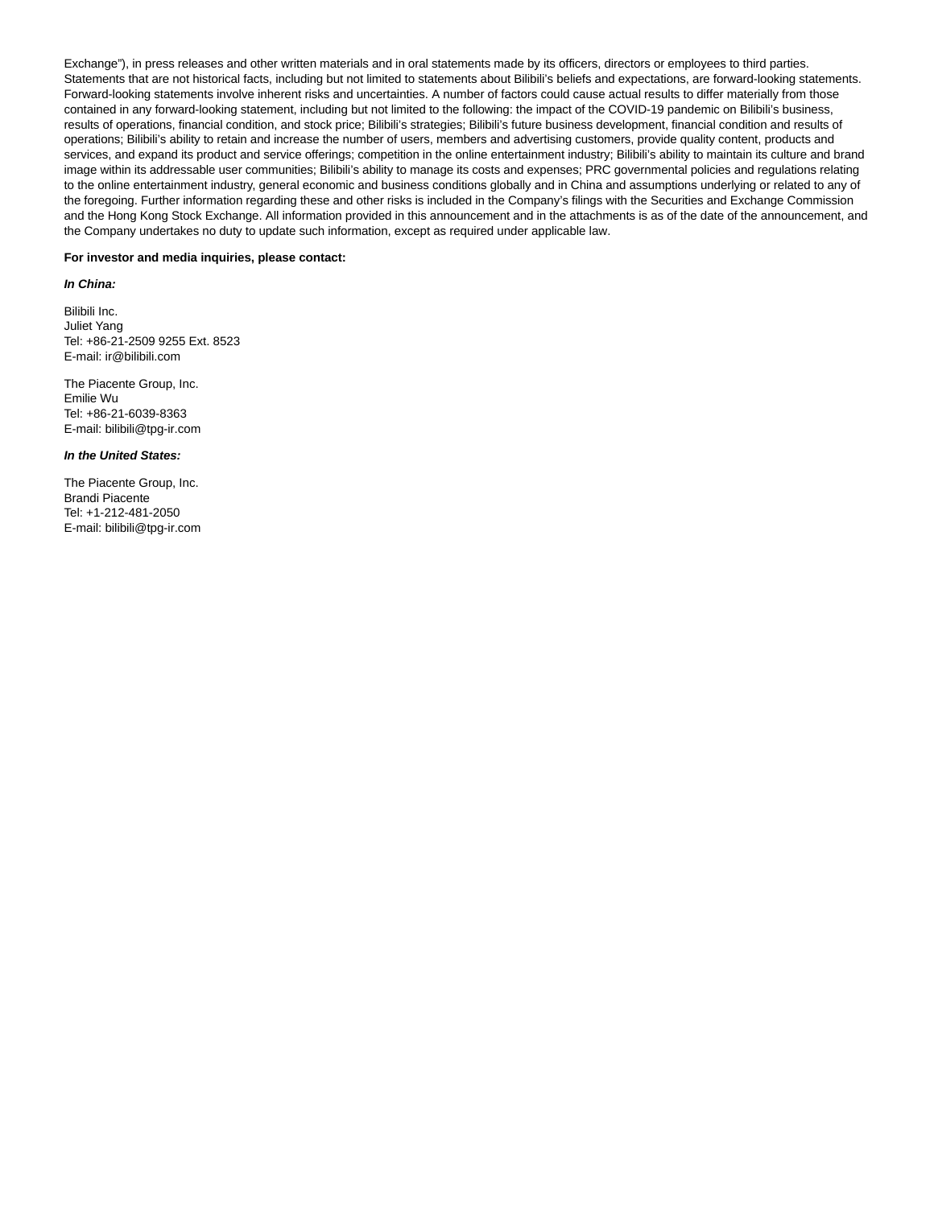Exchange”), in press releases and other written materials and in oral statements made by its officers, directors or employees to third parties. Statements that are not historical facts, including but not limited to statements about Bilibili’s beliefs and expectations, are forward-looking statements. Forward-looking statements involve inherent risks and uncertainties. A number of factors could cause actual results to differ materially from those contained in any forward-looking statement, including but not limited to the following: the impact of the COVID-19 pandemic on Bilibili’s business, results of operations, financial condition, and stock price; Bilibili’s strategies; Bilibili’s future business development, financial condition and results of operations; Bilibili’s ability to retain and increase the number of users, members and advertising customers, provide quality content, products and services, and expand its product and service offerings; competition in the online entertainment industry; Bilibili’s ability to maintain its culture and brand image within its addressable user communities; Bilibili’s ability to manage its costs and expenses; PRC governmental policies and regulations relating to the online entertainment industry, general economic and business conditions globally and in China and assumptions underlying or related to any of the foregoing. Further information regarding these and other risks is included in the Company’s filings with the Securities and Exchange Commission and the Hong Kong Stock Exchange. All information provided in this announcement and in the attachments is as of the date of the announcement, and the Company undertakes no duty to update such information, except as required under applicable law.

**For investor and media inquiries, please contact:**

***In China:***

Bilibili Inc.
Juliet Yang
Tel: +86-21-2509 9255 Ext. 8523
E-mail: ir@bilibili.com

The Piacente Group, Inc.
Emilie Wu
Tel: +86-21-6039-8363
E-mail: bilibili@tpg-ir.com

***In the United States:***

The Piacente Group, Inc.
Brandi Piacente
Tel: +1-212-481-2050
E-mail: bilibili@tpg-ir.com